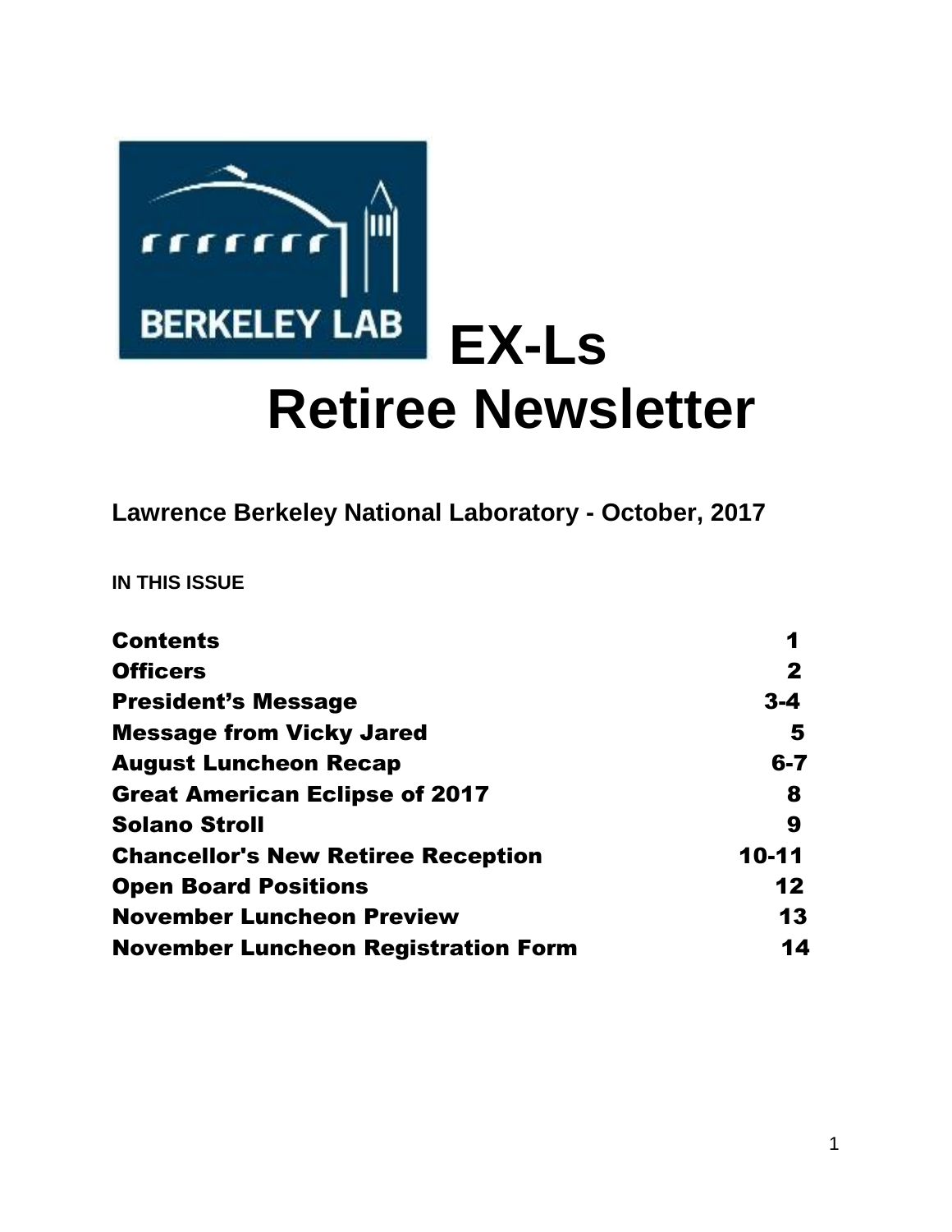BERKELEY LAB

# EX-Ls Retiree Newsletter

**Lawrence Berkeley National Laboratory - October, 2017**

**IN THIS ISSUE**

| | |
|---|---|
| **Contents** | **1** |
| **Officers** | **2** |
| **President's Message** | **3-4** |
| **Message from Vicky Jared** | **5** |
| **August Luncheon Recap** | **6-7** |
| **Great American Eclipse of 2017** | **8** |
| **Solano Stroll** | **9** |
| **Chancellor's New Retiree Reception** | **10-11** |
| **Open Board Positions** | **12** |
| **November Luncheon Preview** | **13** |
| **November Luncheon Registration Form** | **14** |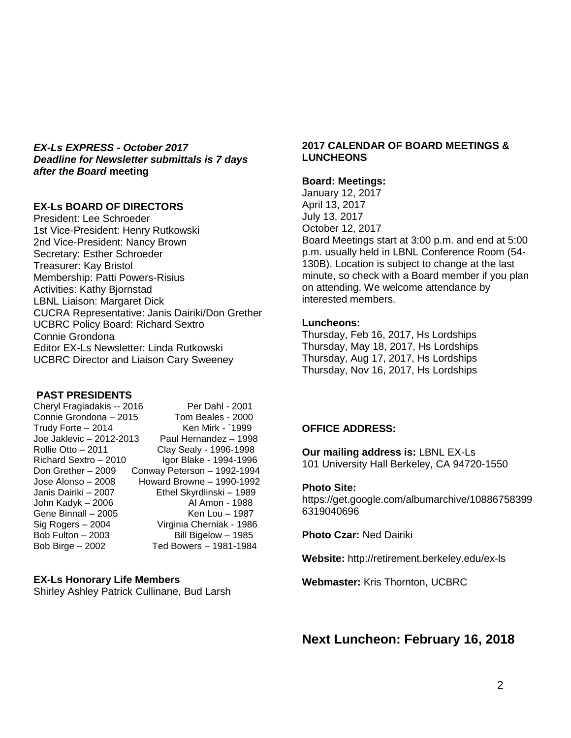***EX-Ls EXPRESS - October 2017***
***Deadline for Newsletter submittals is 7 days after the Board* meeting**

**EX-Ls BOARD OF DIRECTORS**

President: Lee Schroeder
1st Vice-President: Henry Rutkowski
2nd Vice-President: Nancy Brown
Secretary: Esther Schroeder
Treasurer: Kay Bristol
Membership: Patti Powers-Risius
Activities: Kathy Bjornstad
LBNL Liaison: Margaret Dick
CUCRA Representative: Janis Dairiki/Don Grether
UCBRC Policy Board: Richard Sextro
Connie Grondona
Editor EX-Ls Newsletter: Linda Rutkowski
UCBRC Director and Liaison Cary Sweeney

**PAST PRESIDENTS**

| | |
|---|---|
| Cheryl Fragiadakis -- 2016 | Per Dahl - 2001 |
| Connie Grondona – 2015 | Tom Beales - 2000 |
| Trudy Forte – 2014 | Ken Mirk - `1999 |
| Joe Jaklevic – 2012-2013 | Paul Hernandez – 1998 |
| Rollie Otto – 2011 | Clay Sealy - 1996-1998 |
| Richard Sextro – 2010 | Igor Blake - 1994-1996 |
| Don Grether – 2009 | Conway Peterson – 1992-1994 |
| Jose Alonso – 2008 | Howard Browne – 1990-1992 |
| Janis Dairiki – 2007 | Ethel Skyrdlinski – 1989 |
| John Kadyk – 2006 | Al Amon - 1988 |
| Gene Binnall – 2005 | Ken Lou – 1987 |
| Sig Rogers – 2004 | Virginia Cherniak - 1986 |
| Bob Fulton – 2003 | Bill Bigelow – 1985 |
| Bob Birge – 2002 | Ted Bowers – 1981-1984 |

**EX-Ls Honorary Life Members**

Shirley Ashley Patrick Cullinane, Bud Larsh

**2017 CALENDAR OF BOARD MEETINGS & LUNCHEONS**

**Board: Meetings:**

January 12, 2017
April 13, 2017
July 13, 2017
October 12, 2017
Board Meetings start at 3:00 p.m. and end at 5:00 p.m. usually held in LBNL Conference Room (54-130B). Location is subject to change at the last minute, so check with a Board member if you plan on attending. We welcome attendance by interested members.

**Luncheons:**

Thursday, Feb 16, 2017, Hs Lordships
Thursday, May 18, 2017, Hs Lordships
Thursday, Aug 17, 2017, Hs Lordships
Thursday, Nov 16, 2017, Hs Lordships

**OFFICE ADDRESS:**

**Our mailing address is:** LBNL EX-Ls
101 University Hall Berkeley, CA 94720-1550

**Photo Site:**
https://get.google.com/albumarchive/108867583996319040696

**Photo Czar:** Ned Dairiki

**Website:** http://retirement.berkeley.edu/ex-ls

**Webmaster:** Kris Thornton, UCBRC

## Next Luncheon: February 16, 2018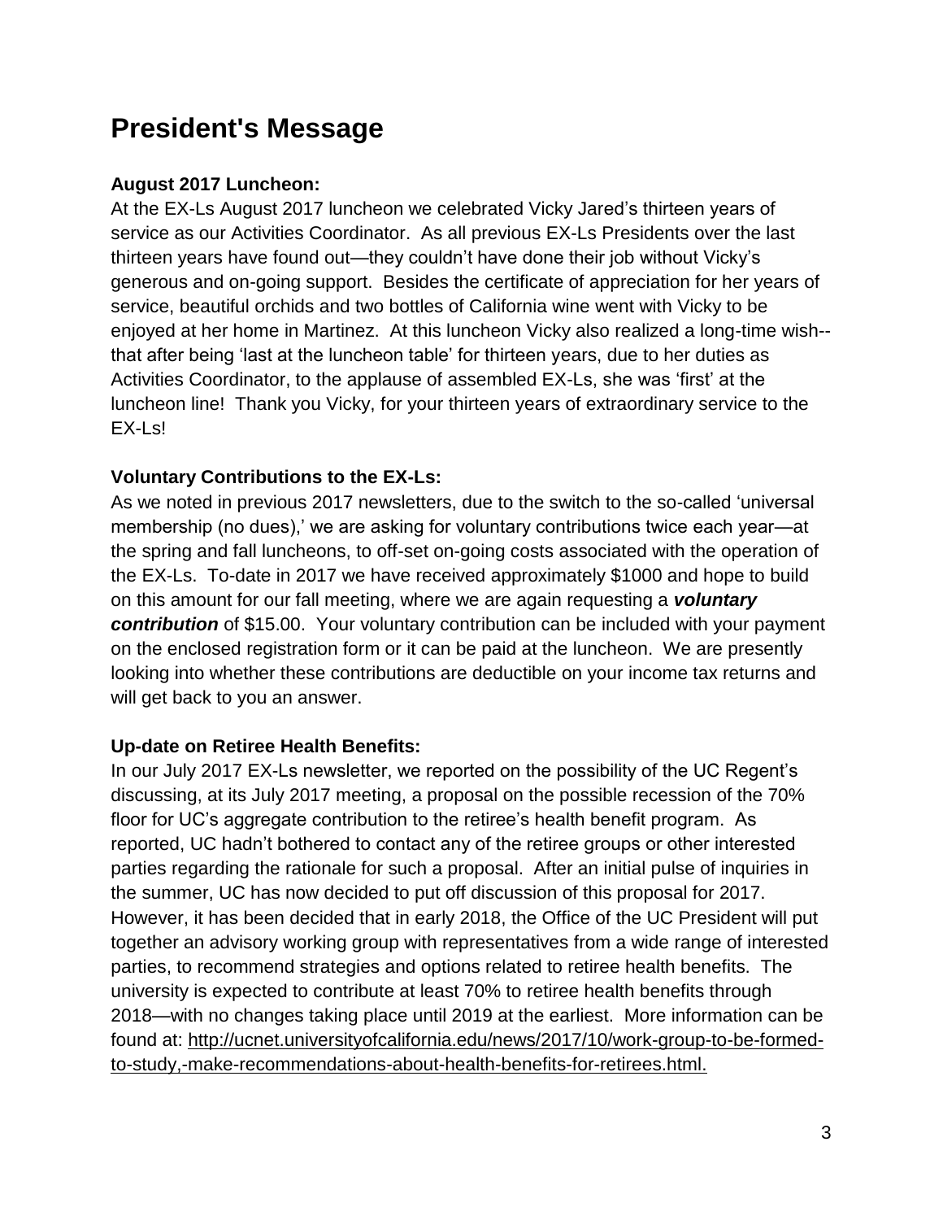# President's Message

**August 2017 Luncheon:**

At the EX-Ls August 2017 luncheon we celebrated Vicky Jared's thirteen years of service as our Activities Coordinator. As all previous EX-Ls Presidents over the last thirteen years have found out—they couldn't have done their job without Vicky's generous and on-going support. Besides the certificate of appreciation for her years of service, beautiful orchids and two bottles of California wine went with Vicky to be enjoyed at her home in Martinez. At this luncheon Vicky also realized a long-time wish--that after being 'last at the luncheon table' for thirteen years, due to her duties as Activities Coordinator, to the applause of assembled EX-Ls, she was 'first' at the luncheon line! Thank you Vicky, for your thirteen years of extraordinary service to the EX-Ls!

**Voluntary Contributions to the EX-Ls:**

As we noted in previous 2017 newsletters, due to the switch to the so-called 'universal membership (no dues),' we are asking for voluntary contributions twice each year—at the spring and fall luncheons, to off-set on-going costs associated with the operation of the EX-Ls. To-date in 2017 we have received approximately $1000 and hope to build on this amount for our fall meeting, where we are again requesting a ***voluntary contribution*** of $15.00. Your voluntary contribution can be included with your payment on the enclosed registration form or it can be paid at the luncheon. We are presently looking into whether these contributions are deductible on your income tax returns and will get back to you an answer.

**Up-date on Retiree Health Benefits:**

In our July 2017 EX-Ls newsletter, we reported on the possibility of the UC Regent's discussing, at its July 2017 meeting, a proposal on the possible recession of the 70% floor for UC's aggregate contribution to the retiree's health benefit program. As reported, UC hadn't bothered to contact any of the retiree groups or other interested parties regarding the rationale for such a proposal. After an initial pulse of inquiries in the summer, UC has now decided to put off discussion of this proposal for 2017. However, it has been decided that in early 2018, the Office of the UC President will put together an advisory working group with representatives from a wide range of interested parties, to recommend strategies and options related to retiree health benefits. The university is expected to contribute at least 70% to retiree health benefits through 2018—with no changes taking place until 2019 at the earliest. More information can be found at: [http://ucnet.universityofcalifornia.edu/news/2017/10/work-group-to-be-formed-to-study,-make-recommendations-about-health-benefits-for-retirees.html.](http://ucnet.universityofcalifornia.edu/news/2017/10/work-group-to-be-formed-to-study,-make-recommendations-about-health-benefits-for-retirees.html)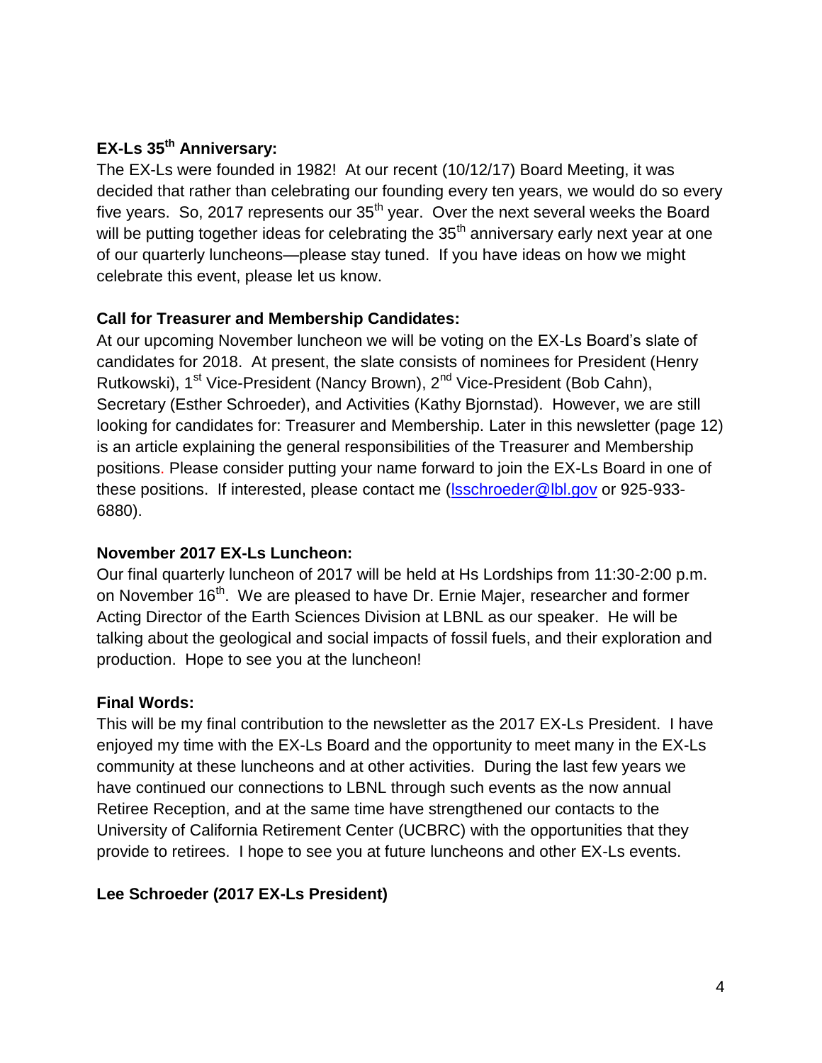**EX-Ls 35th Anniversary:**

The EX-Ls were founded in 1982! At our recent (10/12/17) Board Meeting, it was decided that rather than celebrating our founding every ten years, we would do so every five years. So, 2017 represents our 35th year. Over the next several weeks the Board will be putting together ideas for celebrating the 35th anniversary early next year at one of our quarterly luncheons—please stay tuned. If you have ideas on how we might celebrate this event, please let us know.

**Call for Treasurer and Membership Candidates:**

At our upcoming November luncheon we will be voting on the EX-Ls Board's slate of candidates for 2018. At present, the slate consists of nominees for President (Henry Rutkowski), 1st Vice-President (Nancy Brown), 2nd Vice-President (Bob Cahn), Secretary (Esther Schroeder), and Activities (Kathy Bjornstad). However, we are still looking for candidates for: Treasurer and Membership. Later in this newsletter (page 12) is an article explaining the general responsibilities of the Treasurer and Membership positions. Please consider putting your name forward to join the EX-Ls Board in one of these positions. If interested, please contact me (lsschroeder@lbl.gov or 925-933-6880).

**November 2017 EX-Ls Luncheon:**

Our final quarterly luncheon of 2017 will be held at Hs Lordships from 11:30-2:00 p.m. on November 16th. We are pleased to have Dr. Ernie Majer, researcher and former Acting Director of the Earth Sciences Division at LBNL as our speaker. He will be talking about the geological and social impacts of fossil fuels, and their exploration and production. Hope to see you at the luncheon!

**Final Words:**

This will be my final contribution to the newsletter as the 2017 EX-Ls President. I have enjoyed my time with the EX-Ls Board and the opportunity to meet many in the EX-Ls community at these luncheons and at other activities. During the last few years we have continued our connections to LBNL through such events as the now annual Retiree Reception, and at the same time have strengthened our contacts to the University of California Retirement Center (UCBRC) with the opportunities that they provide to retirees. I hope to see you at future luncheons and other EX-Ls events.

**Lee Schroeder (2017 EX-Ls President)**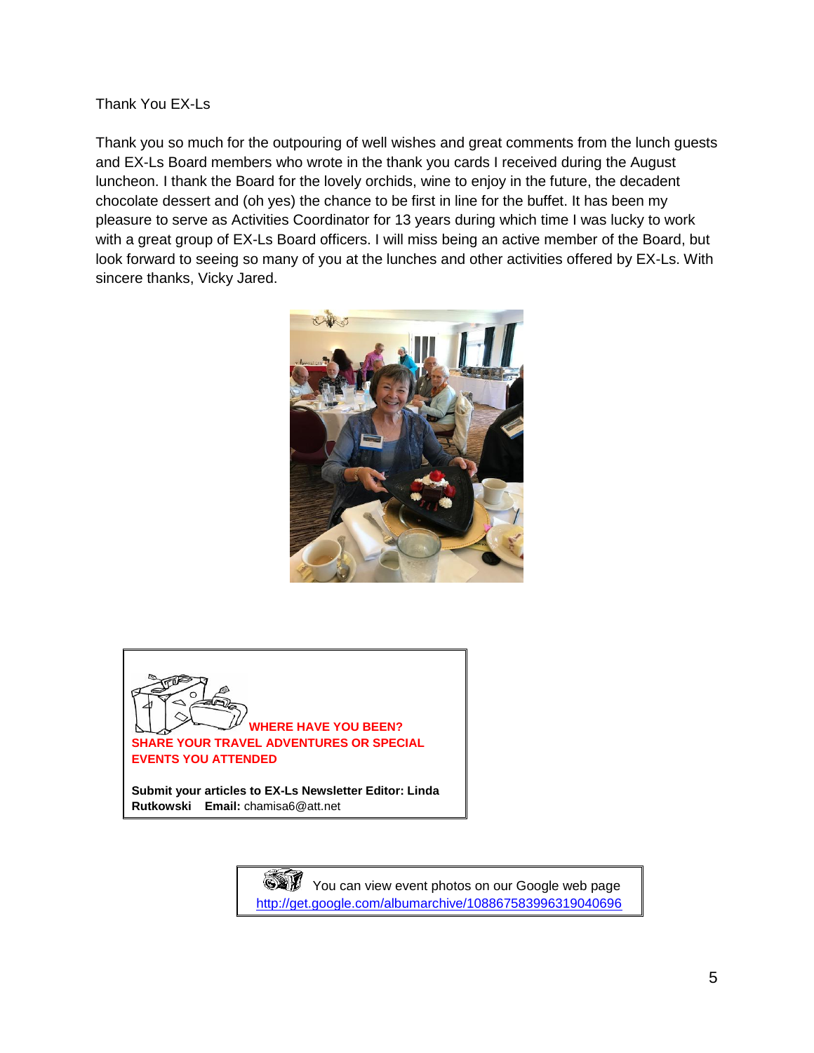Thank You EX-Ls

Thank you so much for the outpouring of well wishes and great comments from the lunch guests and EX-Ls Board members who wrote in the thank you cards I received during the August luncheon. I thank the Board for the lovely orchids, wine to enjoy in the future, the decadent chocolate dessert and (oh yes) the chance to be first in line for the buffet. It has been my pleasure to serve as Activities Coordinator for 13 years during which time I was lucky to work with a great group of EX-Ls Board officers. I will miss being an active member of the Board, but look forward to seeing so many of you at the lunches and other activities offered by EX-Ls. With sincere thanks, Vicky Jared.

**WHERE HAVE YOU BEEN?**
**SHARE YOUR TRAVEL ADVENTURES OR SPECIAL EVENTS YOU ATTENDED**

**Submit your articles to EX-Ls Newsletter Editor: Linda Rutkowski** **Email:** chamisa6@att.net

You can view event photos on our Google web page
http://get.google.com/albumarchive/108867583996319040696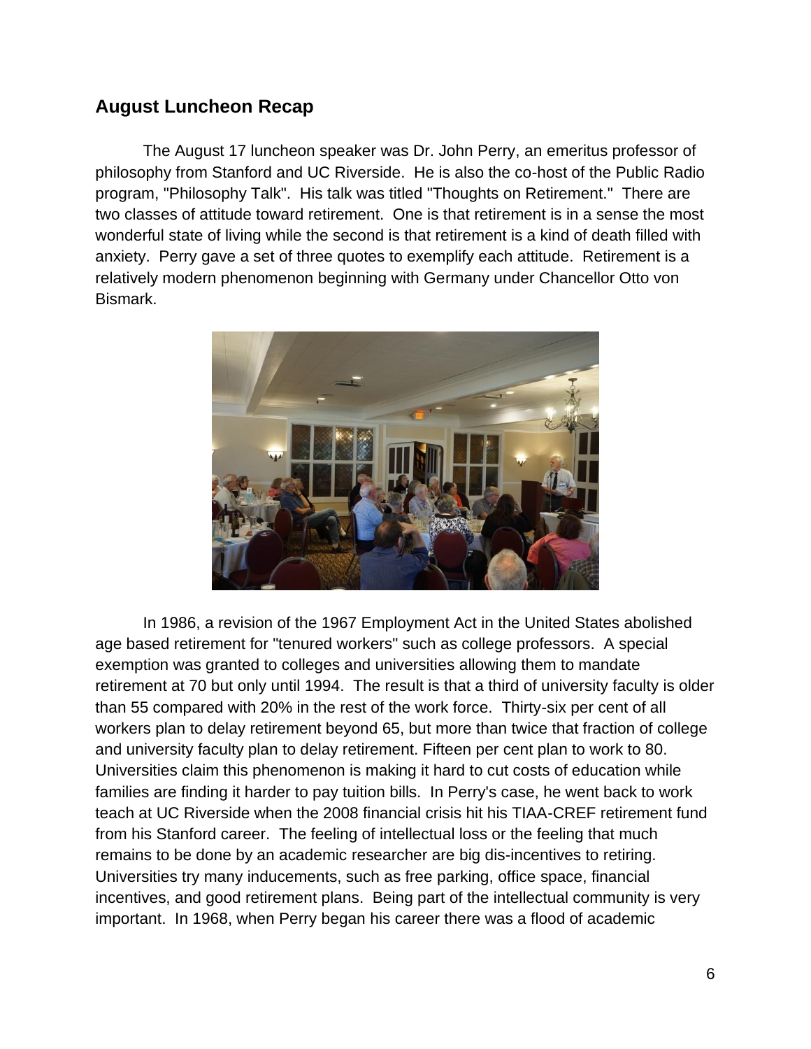## August Luncheon Recap

The August 17 luncheon speaker was Dr. John Perry, an emeritus professor of philosophy from Stanford and UC Riverside. He is also the co-host of the Public Radio program, "Philosophy Talk". His talk was titled "Thoughts on Retirement." There are two classes of attitude toward retirement. One is that retirement is in a sense the most wonderful state of living while the second is that retirement is a kind of death filled with anxiety. Perry gave a set of three quotes to exemplify each attitude. Retirement is a relatively modern phenomenon beginning with Germany under Chancellor Otto von Bismark.

In 1986, a revision of the 1967 Employment Act in the United States abolished age based retirement for "tenured workers" such as college professors. A special exemption was granted to colleges and universities allowing them to mandate retirement at 70 but only until 1994. The result is that a third of university faculty is older than 55 compared with 20% in the rest of the work force. Thirty-six per cent of all workers plan to delay retirement beyond 65, but more than twice that fraction of college and university faculty plan to delay retirement. Fifteen per cent plan to work to 80. Universities claim this phenomenon is making it hard to cut costs of education while families are finding it harder to pay tuition bills. In Perry's case, he went back to work teach at UC Riverside when the 2008 financial crisis hit his TIAA-CREF retirement fund from his Stanford career. The feeling of intellectual loss or the feeling that much remains to be done by an academic researcher are big dis-incentives to retiring. Universities try many inducements, such as free parking, office space, financial incentives, and good retirement plans. Being part of the intellectual community is very important. In 1968, when Perry began his career there was a flood of academic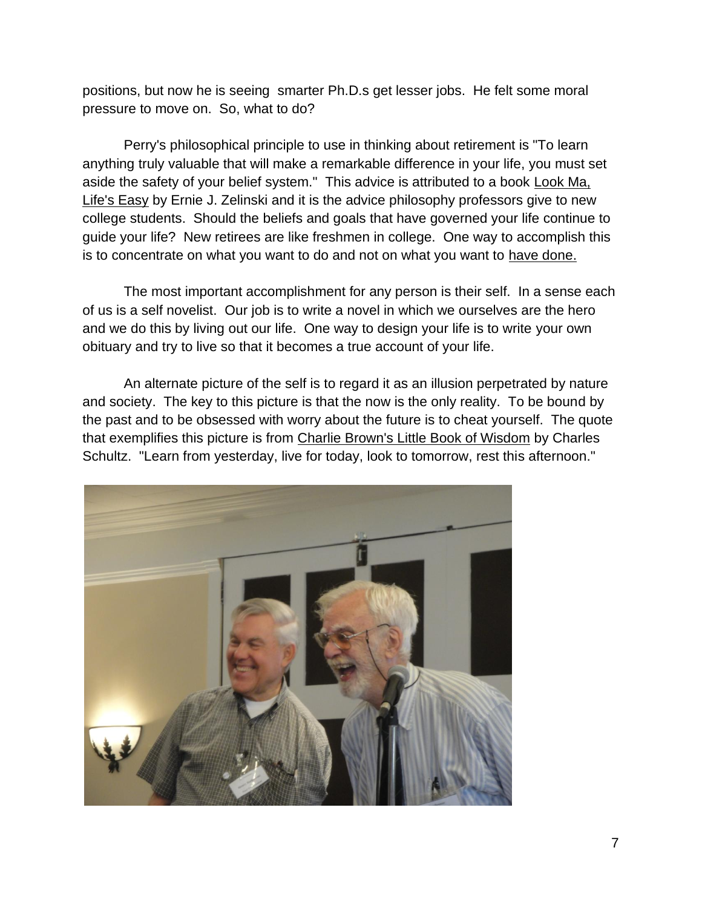positions, but now he is seeing smarter Ph.D.s get lesser jobs. He felt some moral pressure to move on. So, what to do?

Perry's philosophical principle to use in thinking about retirement is "To learn anything truly valuable that will make a remarkable difference in your life, you must set aside the safety of your belief system." This advice is attributed to a book Look Ma, Life's Easy by Ernie J. Zelinski and it is the advice philosophy professors give to new college students. Should the beliefs and goals that have governed your life continue to guide your life? New retirees are like freshmen in college. One way to accomplish this is to concentrate on what you want to do and not on what you want to have done.

The most important accomplishment for any person is their self. In a sense each of us is a self novelist. Our job is to write a novel in which we ourselves are the hero and we do this by living out our life. One way to design your life is to write your own obituary and try to live so that it becomes a true account of your life.

An alternate picture of the self is to regard it as an illusion perpetrated by nature and society. The key to this picture is that the now is the only reality. To be bound by the past and to be obsessed with worry about the future is to cheat yourself. The quote that exemplifies this picture is from Charlie Brown's Little Book of Wisdom by Charles Schultz. "Learn from yesterday, live for today, look to tomorrow, rest this afternoon."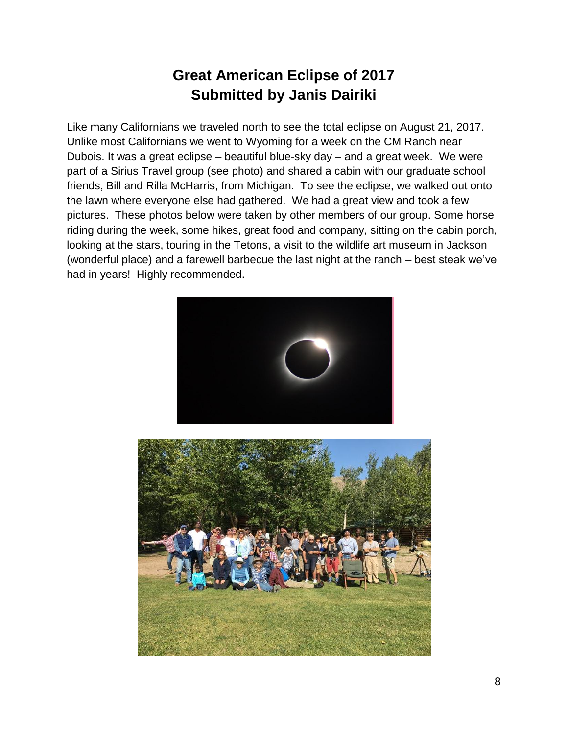# Great American Eclipse of 2017
## Submitted by Janis Dairiki

Like many Californians we traveled north to see the total eclipse on August 21, 2017. Unlike most Californians we went to Wyoming for a week on the CM Ranch near Dubois. It was a great eclipse – beautiful blue-sky day – and a great week. We were part of a Sirius Travel group (see photo) and shared a cabin with our graduate school friends, Bill and Rilla McHarris, from Michigan. To see the eclipse, we walked out onto the lawn where everyone else had gathered. We had a great view and took a few pictures. These photos below were taken by other members of our group. Some horse riding during the week, some hikes, great food and company, sitting on the cabin porch, looking at the stars, touring in the Tetons, a visit to the wildlife art museum in Jackson (wonderful place) and a farewell barbecue the last night at the ranch – best steak we've had in years! Highly recommended.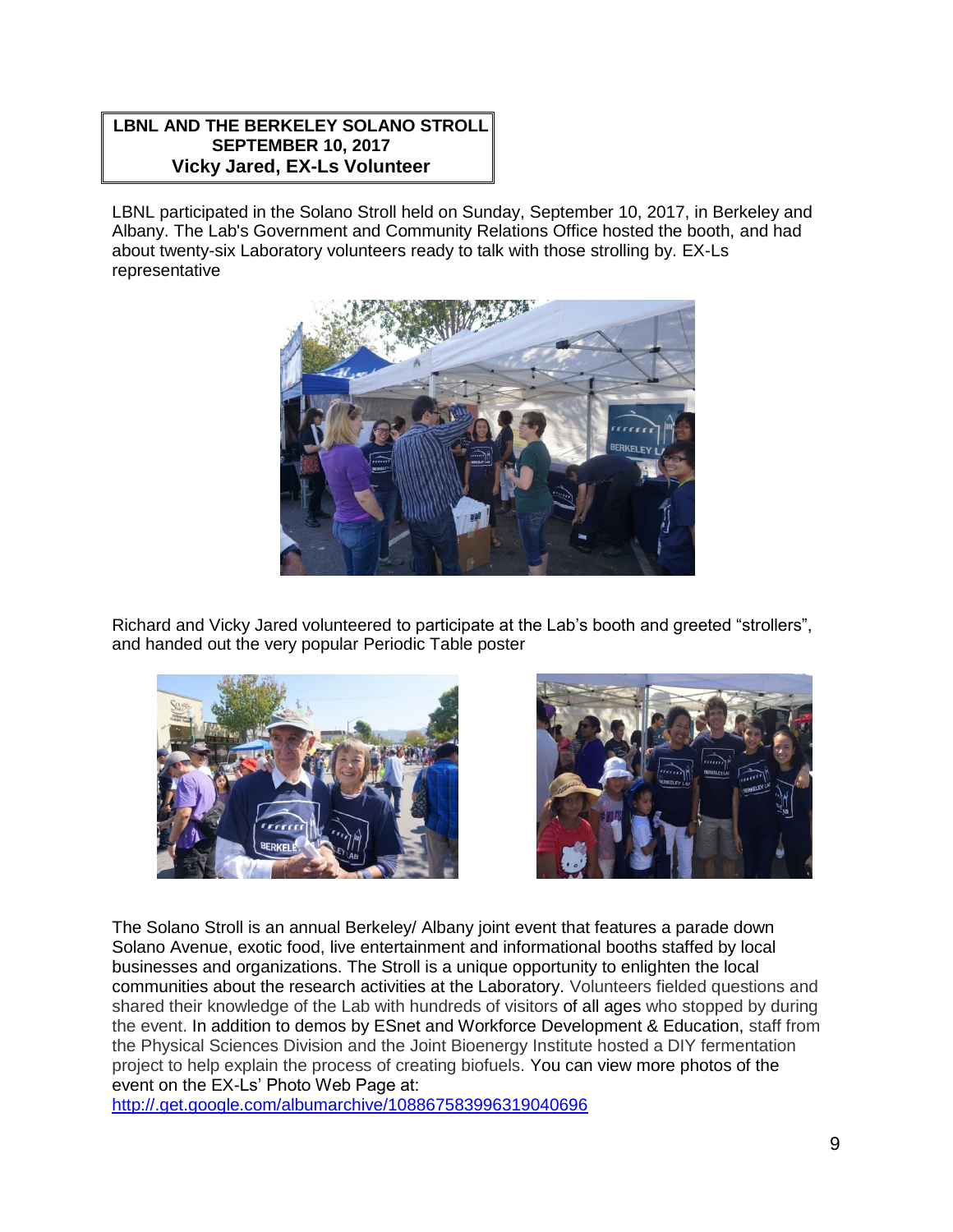**LBNL AND THE BERKELEY SOLANO STROLL**
**SEPTEMBER 10, 2017**
**Vicky Jared, EX-Ls Volunteer**

LBNL participated in the Solano Stroll held on Sunday, September 10, 2017, in Berkeley and Albany. The Lab's Government and Community Relations Office hosted the booth, and had about twenty-six Laboratory volunteers ready to talk with those strolling by. EX-Ls representative

Richard and Vicky Jared volunteered to participate at the Lab's booth and greeted "strollers", and handed out the very popular Periodic Table poster

The Solano Stroll is an annual Berkeley/ Albany joint event that features a parade down Solano Avenue, exotic food, live entertainment and informational booths staffed by local businesses and organizations. The Stroll is a unique opportunity to enlighten the local communities about the research activities at the Laboratory. Volunteers fielded questions and shared their knowledge of the Lab with hundreds of visitors of all ages who stopped by during the event. In addition to demos by ESnet and Workforce Development & Education, staff from the Physical Sciences Division and the Joint Bioenergy Institute hosted a DIY fermentation project to help explain the process of creating biofuels. You can view more photos of the event on the EX-Ls' Photo Web Page at:
http://.get.google.com/albumarchive/108867583996319040696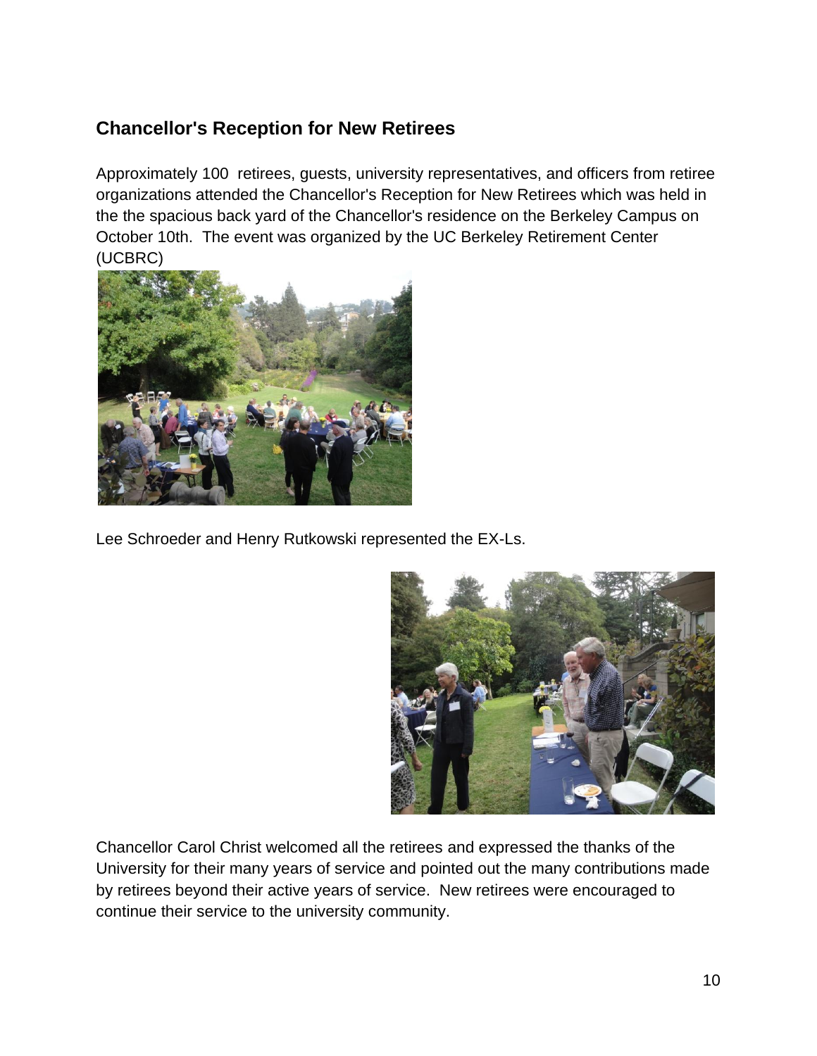## Chancellor's Reception for New Retirees

Approximately 100  retirees, guests, university representatives, and officers from retiree organizations attended the Chancellor's Reception for New Retirees which was held in the the spacious back yard of the Chancellor's residence on the Berkeley Campus on October 10th.  The event was organized by the UC Berkeley Retirement Center (UCBRC)

Lee Schroeder and Henry Rutkowski represented the EX-Ls.

Chancellor Carol Christ welcomed all the retirees and expressed the thanks of the University for their many years of service and pointed out the many contributions made by retirees beyond their active years of service.  New retirees were encouraged to continue their service to the university community.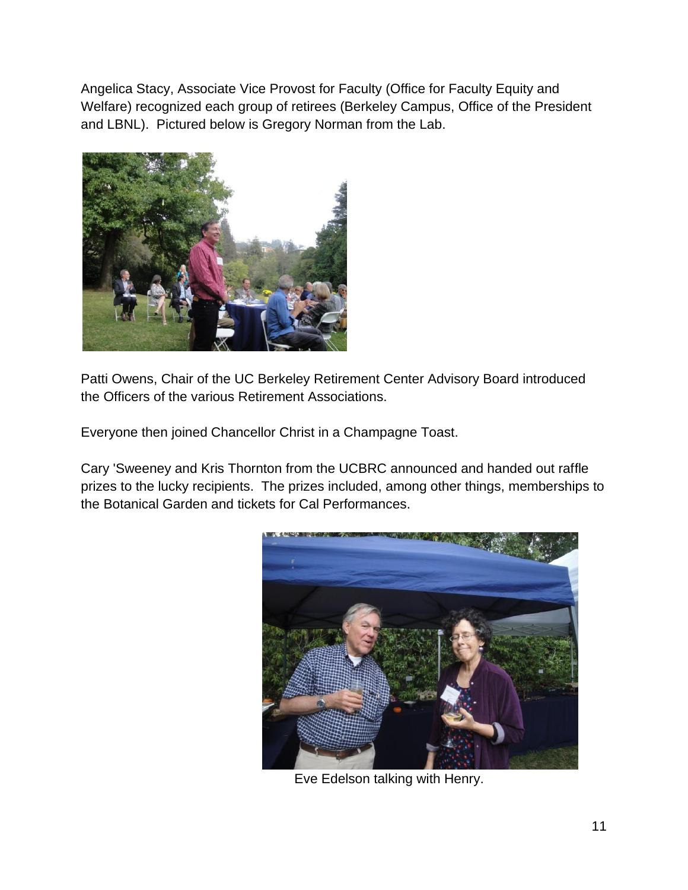Angelica Stacy, Associate Vice Provost for Faculty (Office for Faculty Equity and Welfare) recognized each group of retirees (Berkeley Campus, Office of the President and LBNL). Pictured below is Gregory Norman from the Lab.

Patti Owens, Chair of the UC Berkeley Retirement Center Advisory Board introduced the Officers of the various Retirement Associations.

Everyone then joined Chancellor Christ in a Champagne Toast.

Cary 'Sweeney and Kris Thornton from the UCBRC announced and handed out raffle prizes to the lucky recipients. The prizes included, among other things, memberships to the Botanical Garden and tickets for Cal Performances.

Eve Edelson talking with Henry.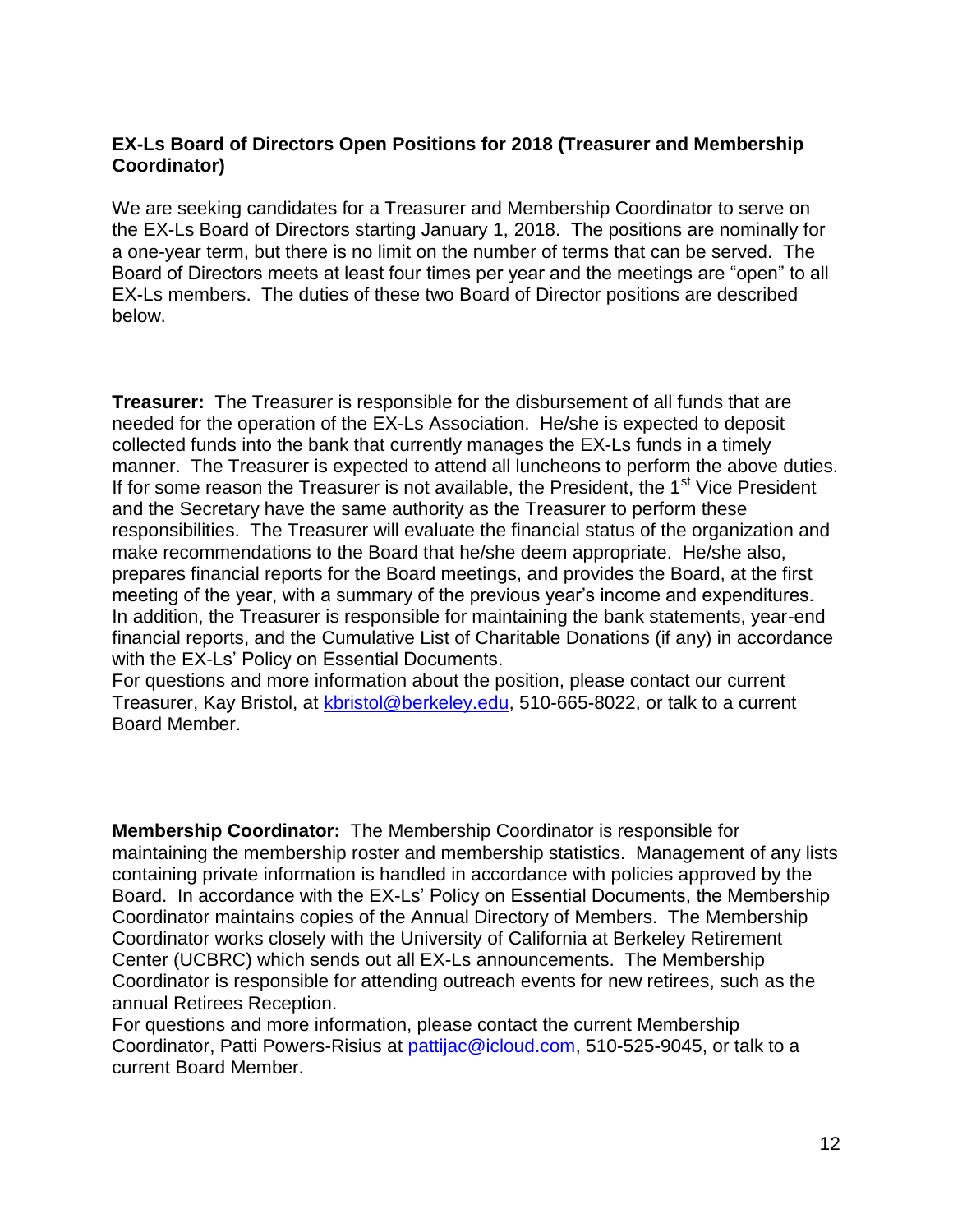**EX-Ls Board of Directors Open Positions for 2018 (Treasurer and Membership Coordinator)**

We are seeking candidates for a Treasurer and Membership Coordinator to serve on the EX-Ls Board of Directors starting January 1, 2018. The positions are nominally for a one-year term, but there is no limit on the number of terms that can be served. The Board of Directors meets at least four times per year and the meetings are "open" to all EX-Ls members. The duties of these two Board of Director positions are described below.

**Treasurer:** The Treasurer is responsible for the disbursement of all funds that are needed for the operation of the EX-Ls Association. He/she is expected to deposit collected funds into the bank that currently manages the EX-Ls funds in a timely manner. The Treasurer is expected to attend all luncheons to perform the above duties. If for some reason the Treasurer is not available, the President, the 1st Vice President and the Secretary have the same authority as the Treasurer to perform these responsibilities. The Treasurer will evaluate the financial status of the organization and make recommendations to the Board that he/she deem appropriate. He/she also, prepares financial reports for the Board meetings, and provides the Board, at the first meeting of the year, with a summary of the previous year's income and expenditures. In addition, the Treasurer is responsible for maintaining the bank statements, year-end financial reports, and the Cumulative List of Charitable Donations (if any) in accordance with the EX-Ls' Policy on Essential Documents.
For questions and more information about the position, please contact our current Treasurer, Kay Bristol, at kbristol@berkeley.edu, 510-665-8022, or talk to a current Board Member.

**Membership Coordinator:** The Membership Coordinator is responsible for maintaining the membership roster and membership statistics. Management of any lists containing private information is handled in accordance with policies approved by the Board. In accordance with the EX-Ls' Policy on Essential Documents, the Membership Coordinator maintains copies of the Annual Directory of Members. The Membership Coordinator works closely with the University of California at Berkeley Retirement Center (UCBRC) which sends out all EX-Ls announcements. The Membership Coordinator is responsible for attending outreach events for new retirees, such as the annual Retirees Reception.
For questions and more information, please contact the current Membership Coordinator, Patti Powers-Risius at pattijac@icloud.com, 510-525-9045, or talk to a current Board Member.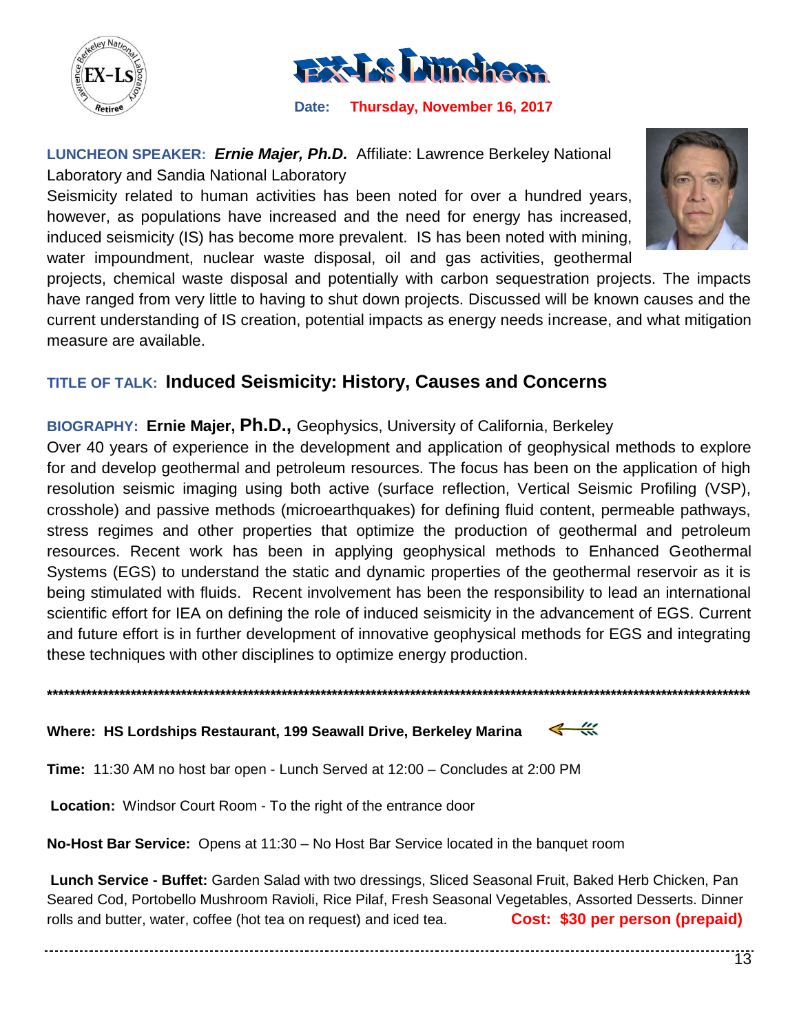# EX-Ls Luncheon

**Date: Thursday, November 16, 2017**

**LUNCHEON SPEAKER:** ***Ernie Majer, Ph.D.*** Affiliate: Lawrence Berkeley National Laboratory and Sandia National Laboratory

Seismicity related to human activities has been noted for over a hundred years, however, as populations have increased and the need for energy has increased, induced seismicity (IS) has become more prevalent. IS has been noted with mining, water impoundment, nuclear waste disposal, oil and gas activities, geothermal projects, chemical waste disposal and potentially with carbon sequestration projects. The impacts have ranged from very little to having to shut down projects. Discussed will be known causes and the current understanding of IS creation, potential impacts as energy needs increase, and what mitigation measure are available.

**TITLE OF TALK:** **Induced Seismicity: History, Causes and Concerns**

**BIOGRAPHY:** **Ernie Majer, Ph.D.,** Geophysics, University of California, Berkeley

Over 40 years of experience in the development and application of geophysical methods to explore for and develop geothermal and petroleum resources. The focus has been on the application of high resolution seismic imaging using both active (surface reflection, Vertical Seismic Profiling (VSP), crosshole) and passive methods (microearthquakes) for defining fluid content, permeable pathways, stress regimes and other properties that optimize the production of geothermal and petroleum resources. Recent work has been in applying geophysical methods to Enhanced Geothermal Systems (EGS) to understand the static and dynamic properties of the geothermal reservoir as it is being stimulated with fluids. Recent involvement has been the responsibility to lead an international scientific effort for IEA on defining the role of induced seismicity in the advancement of EGS. Current and future effort is in further development of innovative geophysical methods for EGS and integrating these techniques with other disciplines to optimize energy production.

---

**Where: HS Lordships Restaurant, 199 Seawall Drive, Berkeley Marina**

**Time:** 11:30 AM no host bar open - Lunch Served at 12:00 – Concludes at 2:00 PM

**Location:** Windsor Court Room - To the right of the entrance door

**No-Host Bar Service:** Opens at 11:30 – No Host Bar Service located in the banquet room

**Lunch Service - Buffet:** Garden Salad with two dressings, Sliced Seasonal Fruit, Baked Herb Chicken, Pan Seared Cod, Portobello Mushroom Ravioli, Rice Pilaf, Fresh Seasonal Vegetables, Assorted Desserts. Dinner rolls and butter, water, coffee (hot tea on request) and iced tea. **Cost: $30 per person (prepaid)**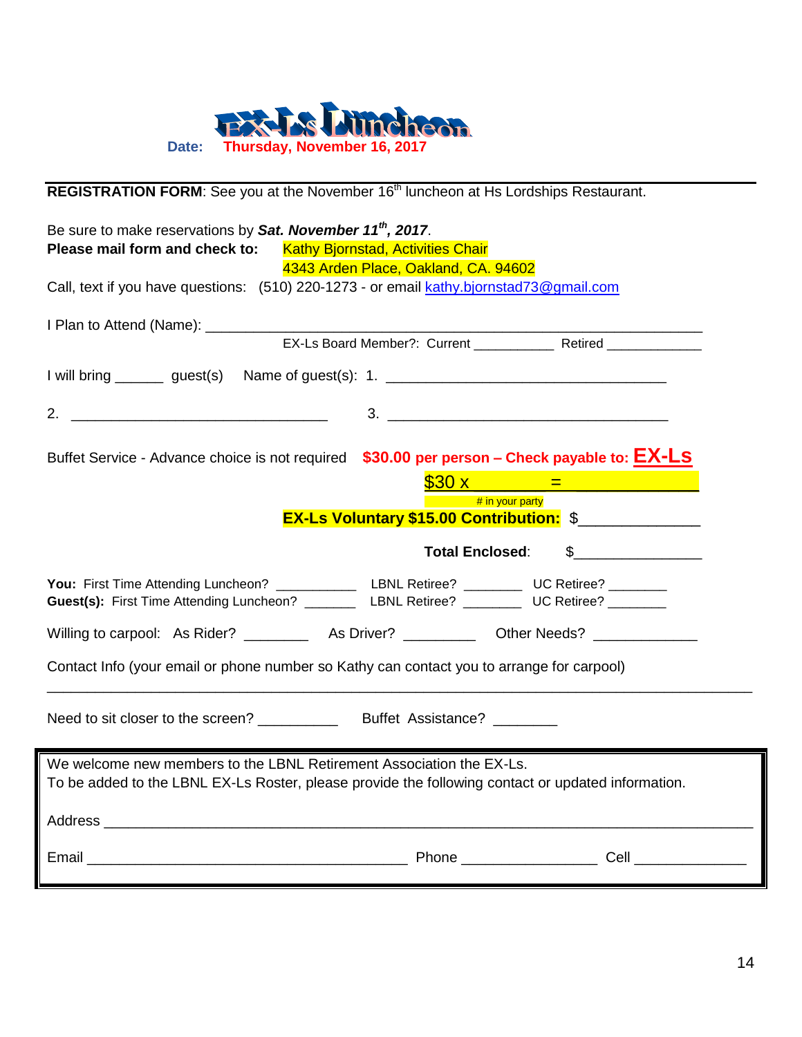# EX-Ls Luncheon

**Date: Thursday, November 16, 2017**

**REGISTRATION FORM**: See you at the November 16th luncheon at Hs Lordships Restaurant.

Be sure to make reservations by ***Sat. November 11th, 2017***.

**Please mail form and check to:** Kathy Bjornstad, Activities Chair
4343 Arden Place, Oakland, CA. 94602

Call, text if you have questions: (510) 220-1273 - or email kathy.bjornstad73@gmail.com

I Plan to Attend (Name): ______________________________________________

EX-Ls Board Member?: Current __________ Retired ____________

I will bring ______ guest(s) Name of guest(s): 1. ________________________________

2. ______________________________ 3. ________________________________

Buffet Service - Advance choice is not required **$30.00 per person – Check payable to: EX-Ls**

$30 x __________ = ____________
# in your party

**EX-Ls Voluntary $15.00 Contribution:** $_____________

**Total Enclosed**: $_______________

**You:** First Time Attending Luncheon? __________ LBNL Retiree? _______ UC Retiree? _______

**Guest(s):** First Time Attending Luncheon? ______ LBNL Retiree? _______ UC Retiree? _______

Willing to carpool: As Rider? ________ As Driver? _________ Other Needs? ____________

Contact Info (your email or phone number so Kathy can contact you to arrange for carpool)

______________________________________________________________________________

Need to sit closer to the screen? __________ Buffet Assistance? ________

---

We welcome new members to the LBNL Retirement Association the EX-Ls.
To be added to the LBNL EX-Ls Roster, please provide the following contact or updated information.

Address ______________________________________________________________________

Email ______________________________________ Phone ________________ Cell _____________